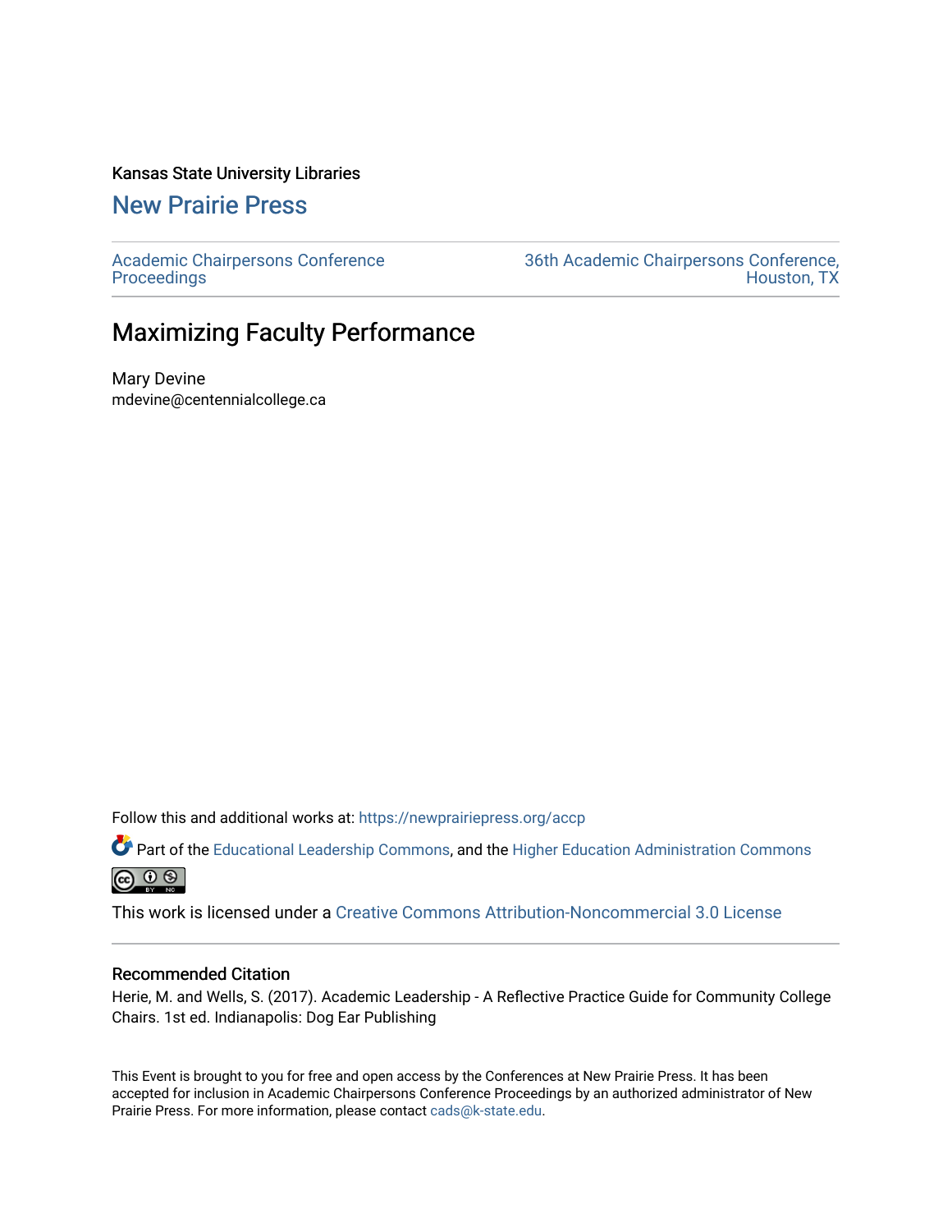Kansas State University Libraries

## New Prairie Press

Academic Chairpersons Conference Proceedings

36th Academic Chairpersons Conference, Houston, TX

# Maximizing Faculty Performance

Mary Devine
mdevine@centennialcollege.ca

Follow this and additional works at: https://newprairiepress.org/accp

Part of the Educational Leadership Commons, and the Higher Education Administration Commons

This work is licensed under a Creative Commons Attribution-Noncommercial 3.0 License

### Recommended Citation

Herie, M. and Wells, S. (2017). Academic Leadership - A Reflective Practice Guide for Community College Chairs. 1st ed. Indianapolis: Dog Ear Publishing

This Event is brought to you for free and open access by the Conferences at New Prairie Press. It has been accepted for inclusion in Academic Chairpersons Conference Proceedings by an authorized administrator of New Prairie Press. For more information, please contact cads@k-state.edu.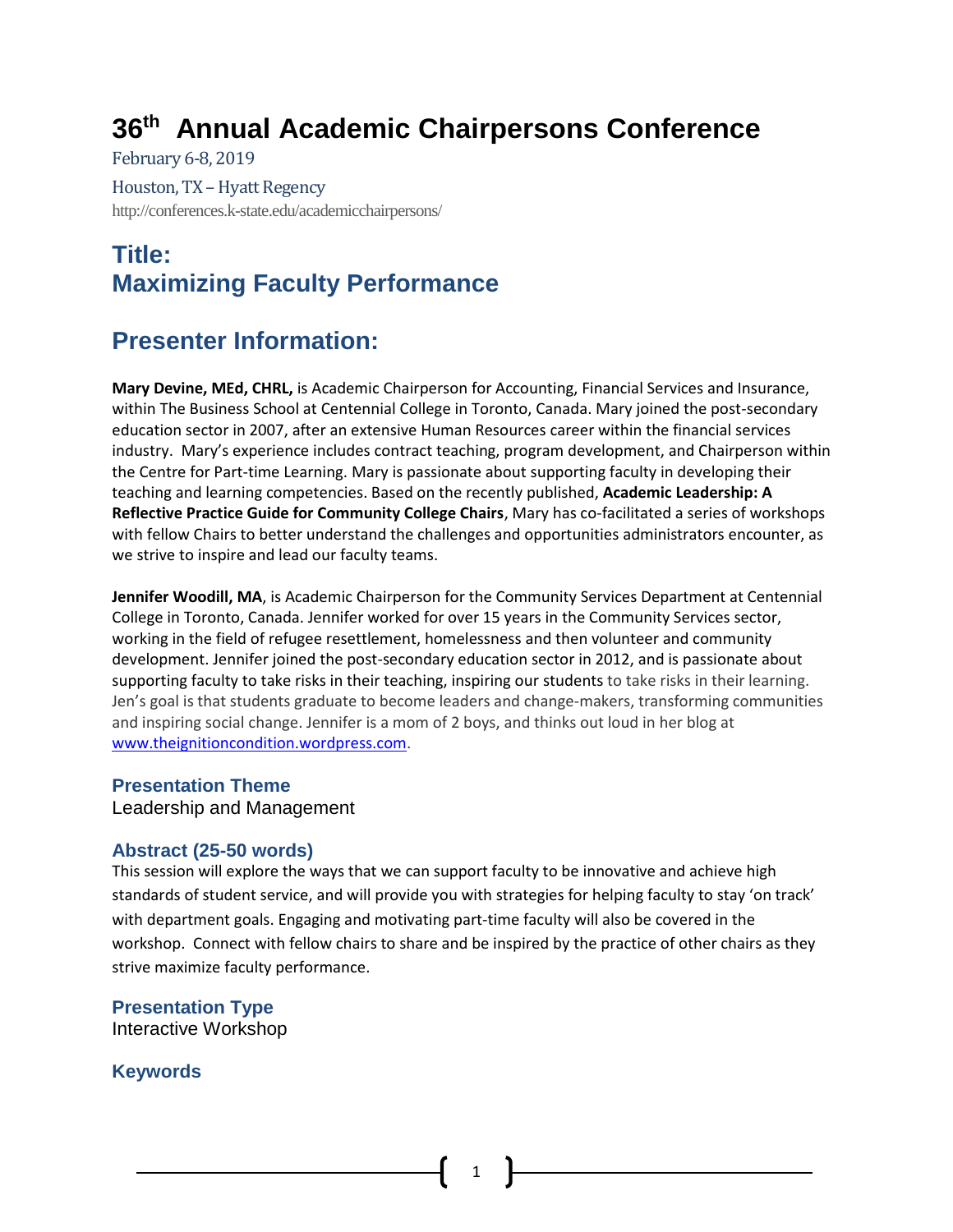# 36th Annual Academic Chairpersons Conference

February 6-8, 2019

Houston, TX – Hyatt Regency

http://conferences.k-state.edu/academicchairpersons/

## Title:
## Maximizing Faculty Performance

## Presenter Information:

**Mary Devine, MEd, CHRL,** is Academic Chairperson for Accounting, Financial Services and Insurance, within The Business School at Centennial College in Toronto, Canada. Mary joined the post-secondary education sector in 2007, after an extensive Human Resources career within the financial services industry. Mary's experience includes contract teaching, program development, and Chairperson within the Centre for Part-time Learning. Mary is passionate about supporting faculty in developing their teaching and learning competencies. Based on the recently published, **Academic Leadership: A Reflective Practice Guide for Community College Chairs**, Mary has co-facilitated a series of workshops with fellow Chairs to better understand the challenges and opportunities administrators encounter, as we strive to inspire and lead our faculty teams.

**Jennifer Woodill, MA**, is Academic Chairperson for the Community Services Department at Centennial College in Toronto, Canada. Jennifer worked for over 15 years in the Community Services sector, working in the field of refugee resettlement, homelessness and then volunteer and community development. Jennifer joined the post-secondary education sector in 2012, and is passionate about supporting faculty to take risks in their teaching, inspiring our students to take risks in their learning. Jen's goal is that students graduate to become leaders and change-makers, transforming communities and inspiring social change. Jennifer is a mom of 2 boys, and thinks out loud in her blog at www.theignitioncondition.wordpress.com.

### Presentation Theme

Leadership and Management

### Abstract (25-50 words)

This session will explore the ways that we can support faculty to be innovative and achieve high standards of student service, and will provide you with strategies for helping faculty to stay 'on track' with department goals. Engaging and motivating part-time faculty will also be covered in the workshop. Connect with fellow chairs to share and be inspired by the practice of other chairs as they strive maximize faculty performance.

### Presentation Type

Interactive Workshop

### Keywords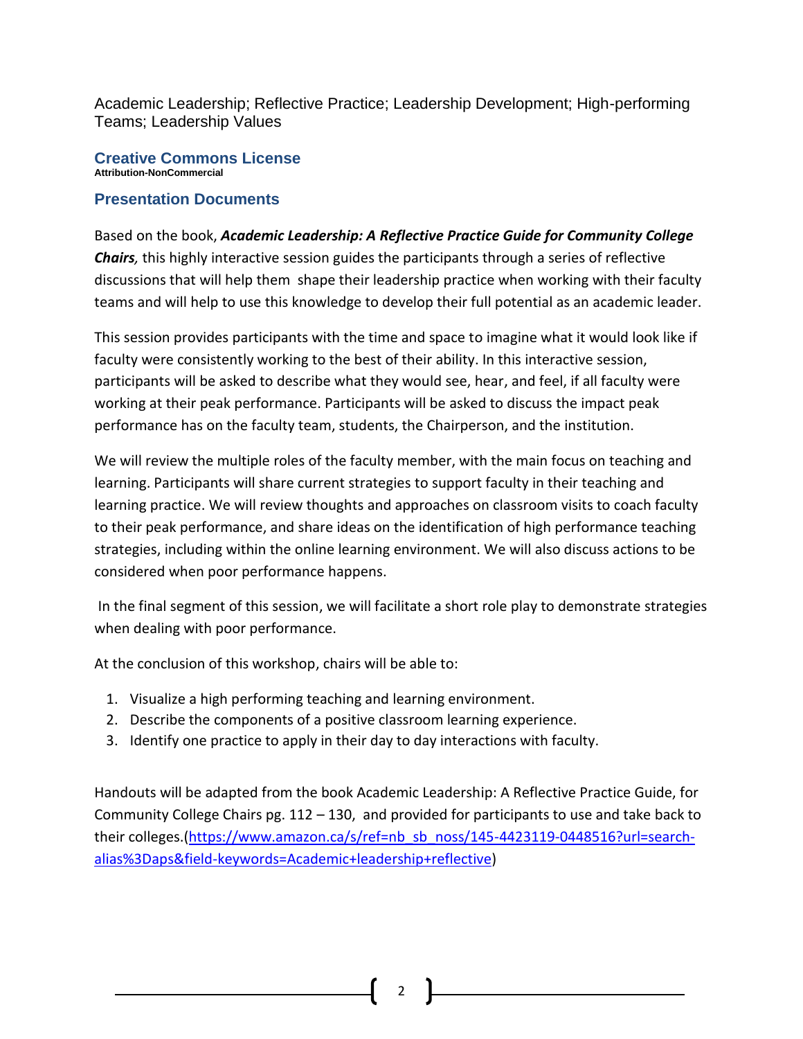Academic Leadership; Reflective Practice; Leadership Development; High-performing Teams; Leadership Values

## Creative Commons License

**Attribution-NonCommercial**

## Presentation Documents

Based on the book, ***Academic Leadership: A Reflective Practice Guide for Community College Chairs,*** this highly interactive session guides the participants through a series of reflective discussions that will help them shape their leadership practice when working with their faculty teams and will help to use this knowledge to develop their full potential as an academic leader.

This session provides participants with the time and space to imagine what it would look like if faculty were consistently working to the best of their ability. In this interactive session, participants will be asked to describe what they would see, hear, and feel, if all faculty were working at their peak performance. Participants will be asked to discuss the impact peak performance has on the faculty team, students, the Chairperson, and the institution.

We will review the multiple roles of the faculty member, with the main focus on teaching and learning. Participants will share current strategies to support faculty in their teaching and learning practice. We will review thoughts and approaches on classroom visits to coach faculty to their peak performance, and share ideas on the identification of high performance teaching strategies, including within the online learning environment. We will also discuss actions to be considered when poor performance happens.

In the final segment of this session, we will facilitate a short role play to demonstrate strategies when dealing with poor performance.

At the conclusion of this workshop, chairs will be able to:

1. Visualize a high performing teaching and learning environment.
2. Describe the components of a positive classroom learning experience.
3. Identify one practice to apply in their day to day interactions with faculty.

Handouts will be adapted from the book Academic Leadership: A Reflective Practice Guide, for Community College Chairs pg. 112 – 130, and provided for participants to use and take back to their colleges.([https://www.amazon.ca/s/ref=nb_sb_noss/145-4423119-0448516?url=search-alias%3Daps&field-keywords=Academic+leadership+reflective](https://www.amazon.ca/s/ref=nb_sb_noss/145-4423119-0448516?url=search-alias%3Daps&field-keywords=Academic+leadership+reflective))